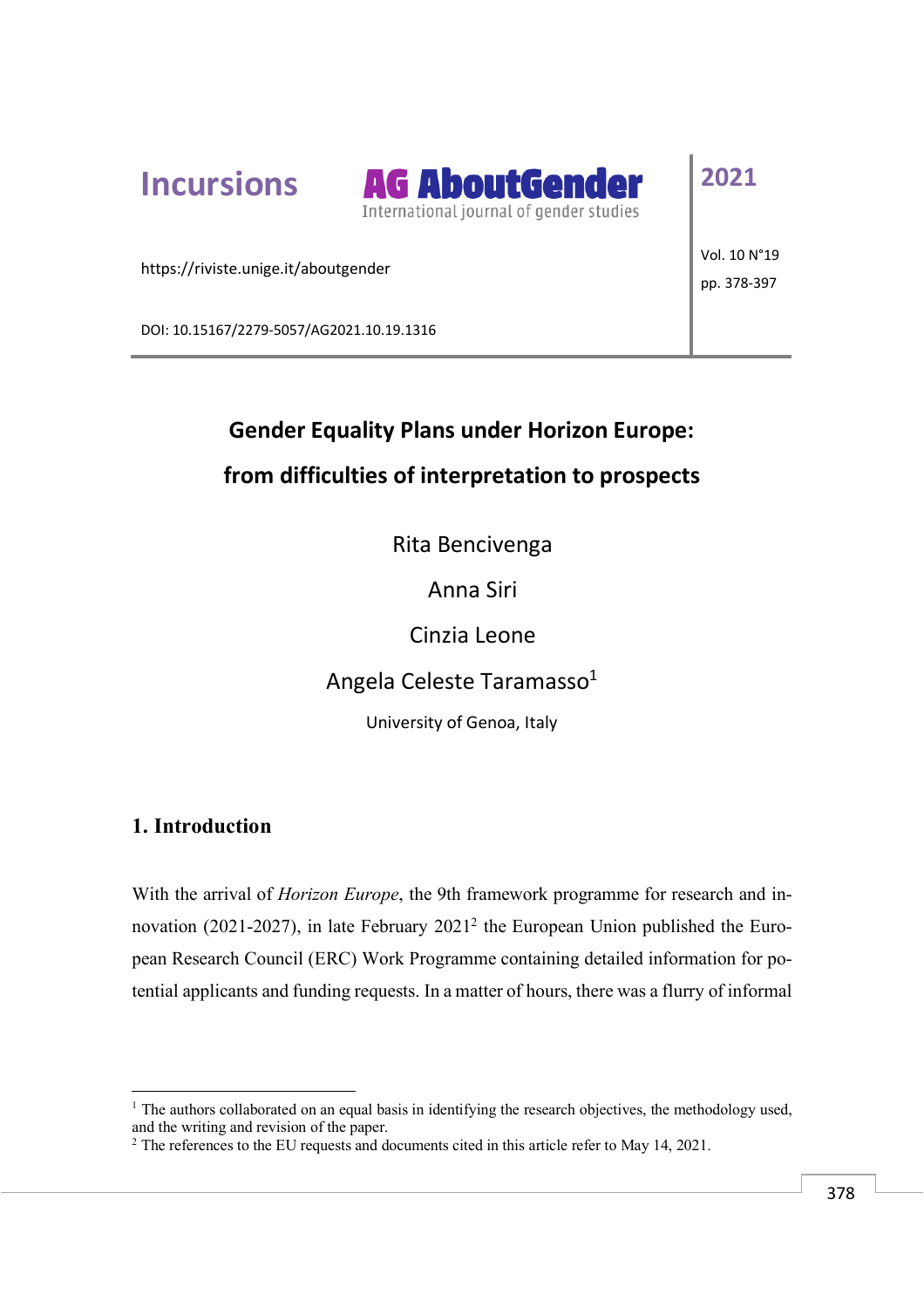# Gender Equality Plans under Horizon Europe: from difficulties of interpretation to prospects

Rita Bencivenga

Anna Siri

Cinzia Leone

Angela Celeste Taramasso[1]

University of Genoa, Italy

## 1. Introduction

With the arrival of *Horizon Europe*, the 9th framework programme for research and innovation (2021-2027), in late February 2021[2] the European Union published the European Research Council (ERC) Work Programme containing detailed information for potential applicants and funding requests. In a matter of hours, there was a flurry of informal

---

[1] The authors collaborated on an equal basis in identifying the research objectives, the methodology used, and the writing and revision of the paper.

[2] The references to the EU requests and documents cited in this article refer to May 14, 2021.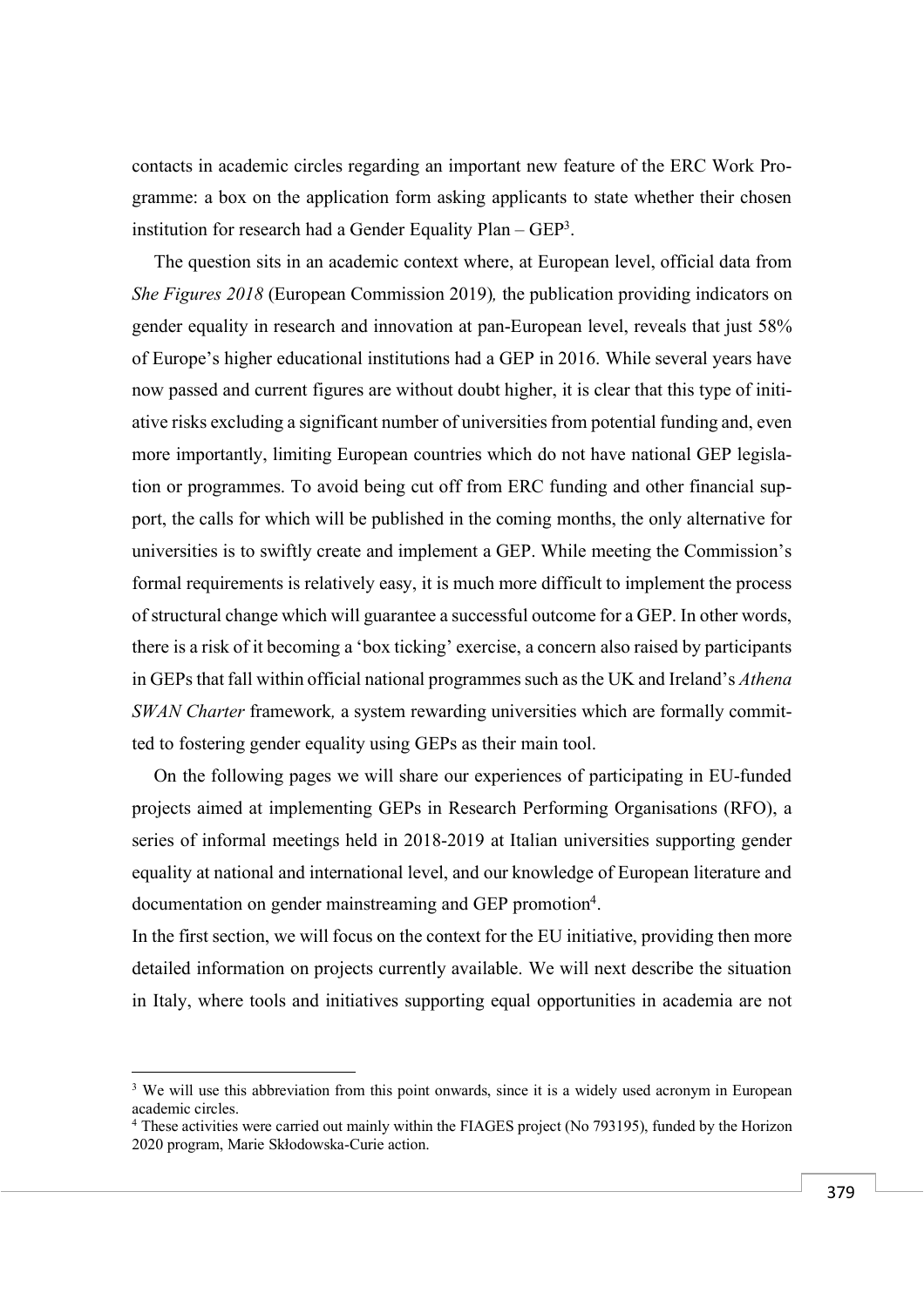contacts in academic circles regarding an important new feature of the ERC Work Programme: a box on the application form asking applicants to state whether their chosen institution for research had a Gender Equality Plan – GEP[3].

The question sits in an academic context where, at European level, official data from *She Figures 2018* (European Commission 2019)*,* the publication providing indicators on gender equality in research and innovation at pan-European level, reveals that just 58% of Europe's higher educational institutions had a GEP in 2016. While several years have now passed and current figures are without doubt higher, it is clear that this type of initiative risks excluding a significant number of universities from potential funding and, even more importantly, limiting European countries which do not have national GEP legislation or programmes. To avoid being cut off from ERC funding and other financial support, the calls for which will be published in the coming months, the only alternative for universities is to swiftly create and implement a GEP. While meeting the Commission's formal requirements is relatively easy, it is much more difficult to implement the process of structural change which will guarantee a successful outcome for a GEP. In other words, there is a risk of it becoming a 'box ticking' exercise, a concern also raised by participants in GEPs that fall within official national programmes such as the UK and Ireland's *Athena SWAN Charter* framework*,* a system rewarding universities which are formally committed to fostering gender equality using GEPs as their main tool.

On the following pages we will share our experiences of participating in EU-funded projects aimed at implementing GEPs in Research Performing Organisations (RFO), a series of informal meetings held in 2018-2019 at Italian universities supporting gender equality at national and international level, and our knowledge of European literature and documentation on gender mainstreaming and GEP promotion[4].

In the first section, we will focus on the context for the EU initiative, providing then more detailed information on projects currently available. We will next describe the situation in Italy, where tools and initiatives supporting equal opportunities in academia are not

[3] We will use this abbreviation from this point onwards, since it is a widely used acronym in European academic circles.

[4] These activities were carried out mainly within the FIAGES project (No 793195), funded by the Horizon 2020 program, Marie Skłodowska-Curie action.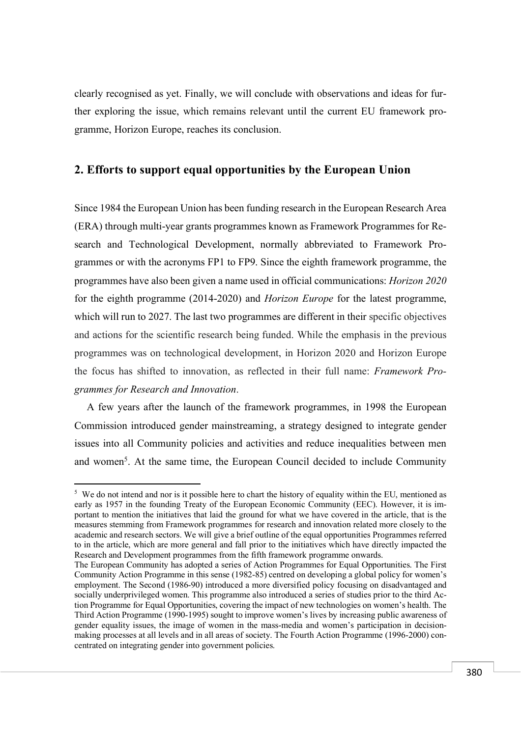clearly recognised as yet. Finally, we will conclude with observations and ideas for further exploring the issue, which remains relevant until the current EU framework programme, Horizon Europe, reaches its conclusion.

## 2. Efforts to support equal opportunities by the European Union

Since 1984 the European Union has been funding research in the European Research Area (ERA) through multi-year grants programmes known as Framework Programmes for Research and Technological Development, normally abbreviated to Framework Programmes or with the acronyms FP1 to FP9. Since the eighth framework programme, the programmes have also been given a name used in official communications: *Horizon 2020* for the eighth programme (2014-2020) and *Horizon Europe* for the latest programme, which will run to 2027. The last two programmes are different in their specific objectives and actions for the scientific research being funded. While the emphasis in the previous programmes was on technological development, in Horizon 2020 and Horizon Europe the focus has shifted to innovation, as reflected in their full name: *Framework Programmes for Research and Innovation*.

A few years after the launch of the framework programmes, in 1998 the European Commission introduced gender mainstreaming, a strategy designed to integrate gender issues into all Community policies and activities and reduce inequalities between men and women[5]. At the same time, the European Council decided to include Community

---

[5] We do not intend and nor is it possible here to chart the history of equality within the EU, mentioned as early as 1957 in the founding Treaty of the European Economic Community (EEC). However, it is important to mention the initiatives that laid the ground for what we have covered in the article, that is the measures stemming from Framework programmes for research and innovation related more closely to the academic and research sectors. We will give a brief outline of the equal opportunities Programmes referred to in the article, which are more general and fall prior to the initiatives which have directly impacted the Research and Development programmes from the fifth framework programme onwards.
The European Community has adopted a series of Action Programmes for Equal Opportunities. The First Community Action Programme in this sense (1982-85) centred on developing a global policy for women's employment. The Second (1986-90) introduced a more diversified policy focusing on disadvantaged and socially underprivileged women. This programme also introduced a series of studies prior to the third Action Programme for Equal Opportunities, covering the impact of new technologies on women's health. The Third Action Programme (1990-1995) sought to improve women's lives by increasing public awareness of gender equality issues, the image of women in the mass-media and women's participation in decision-making processes at all levels and in all areas of society. The Fourth Action Programme (1996-2000) concentrated on integrating gender into government policies.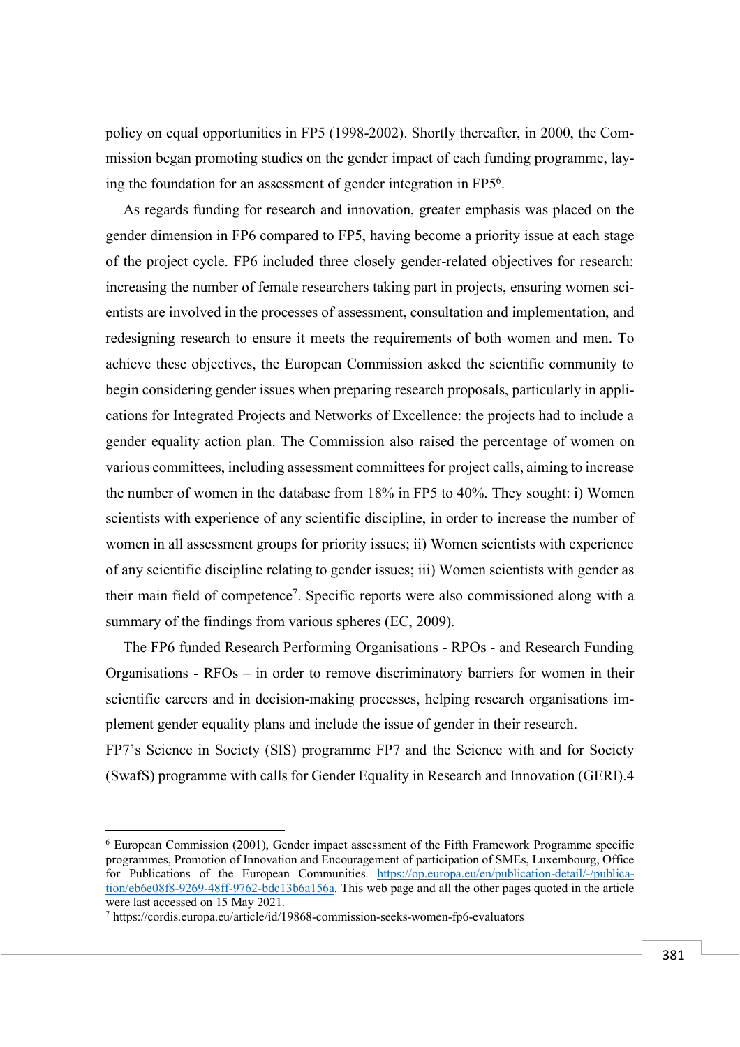policy on equal opportunities in FP5 (1998-2002). Shortly thereafter, in 2000, the Commission began promoting studies on the gender impact of each funding programme, laying the foundation for an assessment of gender integration in FP5[6].

As regards funding for research and innovation, greater emphasis was placed on the gender dimension in FP6 compared to FP5, having become a priority issue at each stage of the project cycle. FP6 included three closely gender-related objectives for research: increasing the number of female researchers taking part in projects, ensuring women scientists are involved in the processes of assessment, consultation and implementation, and redesigning research to ensure it meets the requirements of both women and men. To achieve these objectives, the European Commission asked the scientific community to begin considering gender issues when preparing research proposals, particularly in applications for Integrated Projects and Networks of Excellence: the projects had to include a gender equality action plan. The Commission also raised the percentage of women on various committees, including assessment committees for project calls, aiming to increase the number of women in the database from 18% in FP5 to 40%. They sought: i) Women scientists with experience of any scientific discipline, in order to increase the number of women in all assessment groups for priority issues; ii) Women scientists with experience of any scientific discipline relating to gender issues; iii) Women scientists with gender as their main field of competence[7]. Specific reports were also commissioned along with a summary of the findings from various spheres (EC, 2009).

The FP6 funded Research Performing Organisations - RPOs - and Research Funding Organisations – RFOs – in order to remove discriminatory barriers for women in their scientific careers and in decision-making processes, helping research organisations implement gender equality plans and include the issue of gender in their research.

FP7's Science in Society (SIS) programme FP7 and the Science with and for Society (SwafS) programme with calls for Gender Equality in Research and Innovation (GERI).4

---

[6] European Commission (2001), Gender impact assessment of the Fifth Framework Programme specific programmes, Promotion of Innovation and Encouragement of participation of SMEs, Luxembourg, Office for Publications of the European Communities. https://op.europa.eu/en/publication-detail/-/publication/eb6e08f8-9269-48ff-9762-bdc13b6a156a. This web page and all the other pages quoted in the article were last accessed on 15 May 2021.

[7] https://cordis.europa.eu/article/id/19868-commission-seeks-women-fp6-evaluators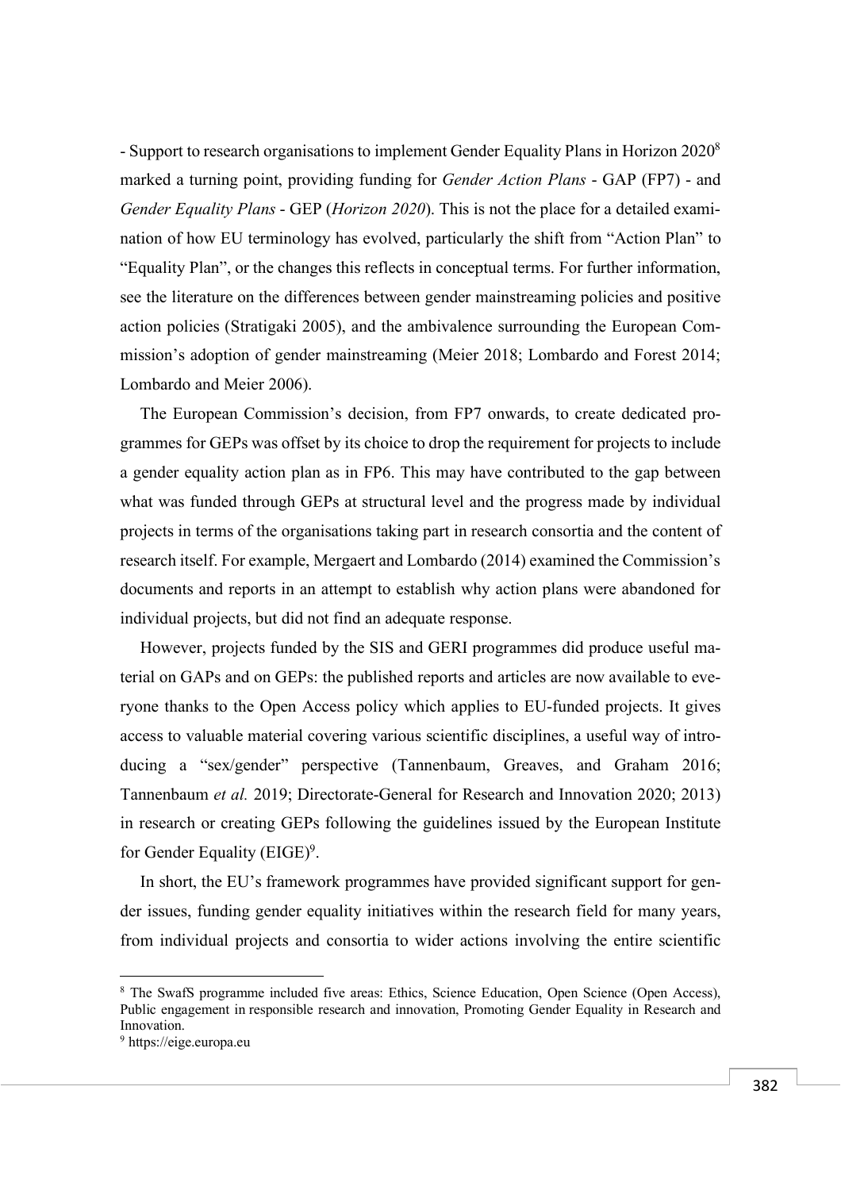- Support to research organisations to implement Gender Equality Plans in Horizon 2020[8] marked a turning point, providing funding for *Gender Action Plans* - GAP (FP7) - and *Gender Equality Plans* - GEP (*Horizon 2020*). This is not the place for a detailed examination of how EU terminology has evolved, particularly the shift from "Action Plan" to "Equality Plan", or the changes this reflects in conceptual terms. For further information, see the literature on the differences between gender mainstreaming policies and positive action policies (Stratigaki 2005), and the ambivalence surrounding the European Commission's adoption of gender mainstreaming (Meier 2018; Lombardo and Forest 2014; Lombardo and Meier 2006).

The European Commission's decision, from FP7 onwards, to create dedicated programmes for GEPs was offset by its choice to drop the requirement for projects to include a gender equality action plan as in FP6. This may have contributed to the gap between what was funded through GEPs at structural level and the progress made by individual projects in terms of the organisations taking part in research consortia and the content of research itself. For example, Mergaert and Lombardo (2014) examined the Commission's documents and reports in an attempt to establish why action plans were abandoned for individual projects, but did not find an adequate response.

However, projects funded by the SIS and GERI programmes did produce useful material on GAPs and on GEPs: the published reports and articles are now available to everyone thanks to the Open Access policy which applies to EU-funded projects. It gives access to valuable material covering various scientific disciplines, a useful way of introducing a "sex/gender" perspective (Tannenbaum, Greaves, and Graham 2016; Tannenbaum *et al.* 2019; Directorate-General for Research and Innovation 2020; 2013) in research or creating GEPs following the guidelines issued by the European Institute for Gender Equality (EIGE)[9].

In short, the EU's framework programmes have provided significant support for gender issues, funding gender equality initiatives within the research field for many years, from individual projects and consortia to wider actions involving the entire scientific

---

[8] The SwafS programme included five areas: Ethics, Science Education, Open Science (Open Access), Public engagement in responsible research and innovation, Promoting Gender Equality in Research and Innovation.

[9] https://eige.europa.eu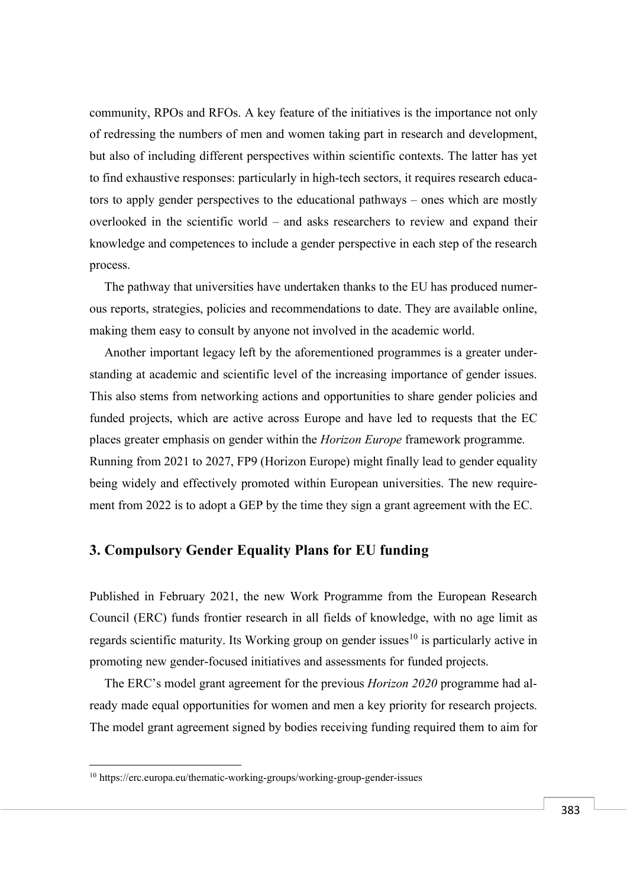community, RPOs and RFOs. A key feature of the initiatives is the importance not only of redressing the numbers of men and women taking part in research and development, but also of including different perspectives within scientific contexts. The latter has yet to find exhaustive responses: particularly in high-tech sectors, it requires research educators to apply gender perspectives to the educational pathways – ones which are mostly overlooked in the scientific world – and asks researchers to review and expand their knowledge and competences to include a gender perspective in each step of the research process.

The pathway that universities have undertaken thanks to the EU has produced numerous reports, strategies, policies and recommendations to date. They are available online, making them easy to consult by anyone not involved in the academic world.

Another important legacy left by the aforementioned programmes is a greater understanding at academic and scientific level of the increasing importance of gender issues. This also stems from networking actions and opportunities to share gender policies and funded projects, which are active across Europe and have led to requests that the EC places greater emphasis on gender within the *Horizon Europe* framework programme. Running from 2021 to 2027, FP9 (Horizon Europe) might finally lead to gender equality being widely and effectively promoted within European universities. The new requirement from 2022 is to adopt a GEP by the time they sign a grant agreement with the EC.

## 3. Compulsory Gender Equality Plans for EU funding

Published in February 2021, the new Work Programme from the European Research Council (ERC) funds frontier research in all fields of knowledge, with no age limit as regards scientific maturity. Its Working group on gender issues[10] is particularly active in promoting new gender-focused initiatives and assessments for funded projects.

The ERC's model grant agreement for the previous *Horizon 2020* programme had already made equal opportunities for women and men a key priority for research projects. The model grant agreement signed by bodies receiving funding required them to aim for

[10] https://erc.europa.eu/thematic-working-groups/working-group-gender-issues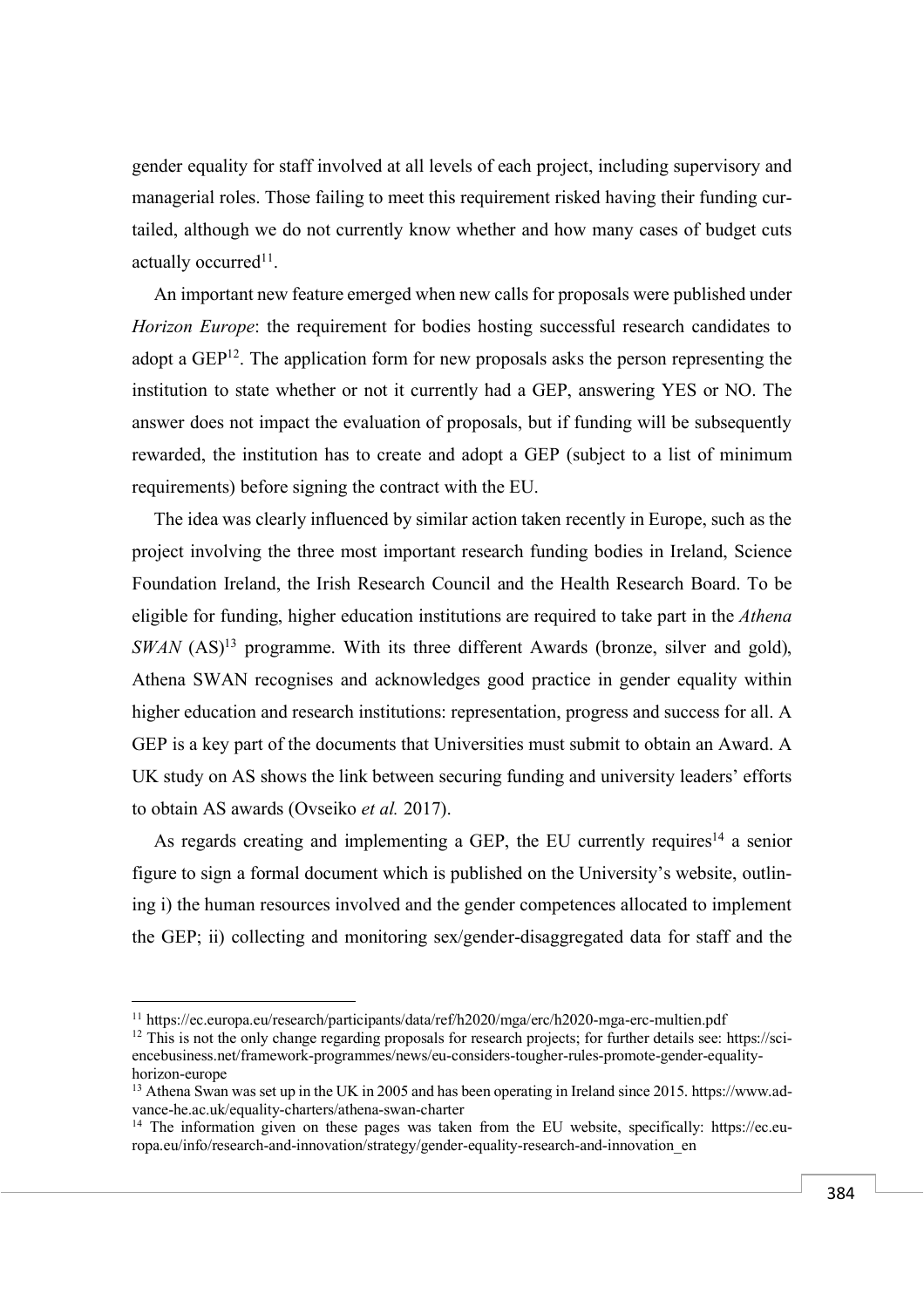gender equality for staff involved at all levels of each project, including supervisory and managerial roles. Those failing to meet this requirement risked having their funding curtailed, although we do not currently know whether and how many cases of budget cuts actually occurred[11].

An important new feature emerged when new calls for proposals were published under *Horizon Europe*: the requirement for bodies hosting successful research candidates to adopt a GEP[12]. The application form for new proposals asks the person representing the institution to state whether or not it currently had a GEP, answering YES or NO. The answer does not impact the evaluation of proposals, but if funding will be subsequently rewarded, the institution has to create and adopt a GEP (subject to a list of minimum requirements) before signing the contract with the EU.

The idea was clearly influenced by similar action taken recently in Europe, such as the project involving the three most important research funding bodies in Ireland, Science Foundation Ireland, the Irish Research Council and the Health Research Board. To be eligible for funding, higher education institutions are required to take part in the *Athena SWAN* (AS)[13] programme. With its three different Awards (bronze, silver and gold), Athena SWAN recognises and acknowledges good practice in gender equality within higher education and research institutions: representation, progress and success for all. A GEP is a key part of the documents that Universities must submit to obtain an Award. A UK study on AS shows the link between securing funding and university leaders' efforts to obtain AS awards (Ovseiko *et al.* 2017).

As regards creating and implementing a GEP, the EU currently requires[14] a senior figure to sign a formal document which is published on the University's website, outlining i) the human resources involved and the gender competences allocated to implement the GEP; ii) collecting and monitoring sex/gender-disaggregated data for staff and the

---

[11] https://ec.europa.eu/research/participants/data/ref/h2020/mga/erc/h2020-mga-erc-multien.pdf

[12] This is not the only change regarding proposals for research projects; for further details see: https://sciencebusiness.net/framework-programmes/news/eu-considers-tougher-rules-promote-gender-equality-horizon-europe

[13] Athena Swan was set up in the UK in 2005 and has been operating in Ireland since 2015. https://www.advance-he.ac.uk/equality-charters/athena-swan-charter

[14] The information given on these pages was taken from the EU website, specifically: https://ec.europa.eu/info/research-and-innovation/strategy/gender-equality-research-and-innovation_en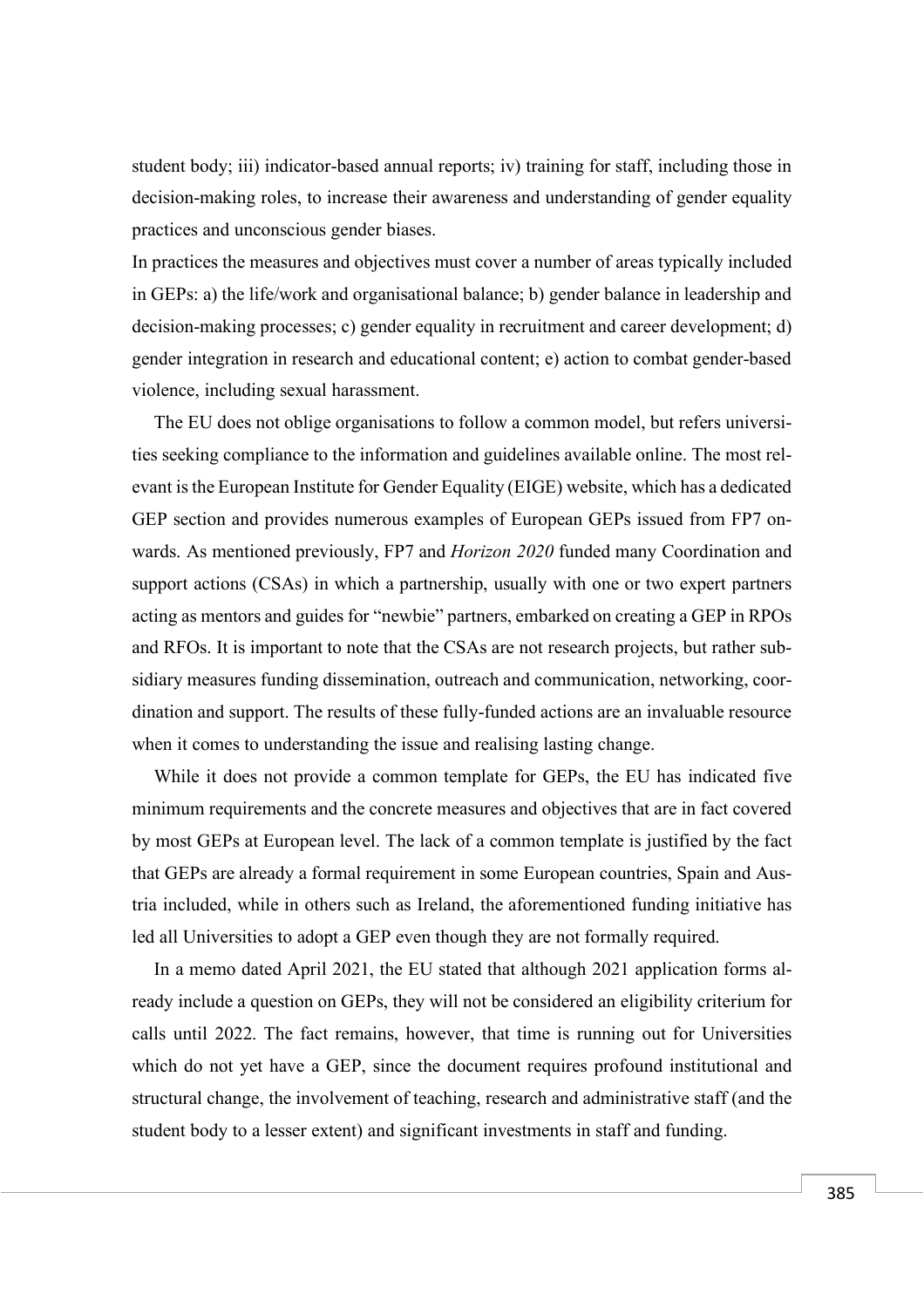student body; iii) indicator-based annual reports; iv) training for staff, including those in decision-making roles, to increase their awareness and understanding of gender equality practices and unconscious gender biases.

In practices the measures and objectives must cover a number of areas typically included in GEPs: a) the life/work and organisational balance; b) gender balance in leadership and decision-making processes; c) gender equality in recruitment and career development; d) gender integration in research and educational content; e) action to combat gender-based violence, including sexual harassment.

The EU does not oblige organisations to follow a common model, but refers universities seeking compliance to the information and guidelines available online. The most relevant is the European Institute for Gender Equality (EIGE) website, which has a dedicated GEP section and provides numerous examples of European GEPs issued from FP7 onwards. As mentioned previously, FP7 and *Horizon 2020* funded many Coordination and support actions (CSAs) in which a partnership, usually with one or two expert partners acting as mentors and guides for "newbie" partners, embarked on creating a GEP in RPOs and RFOs. It is important to note that the CSAs are not research projects, but rather subsidiary measures funding dissemination, outreach and communication, networking, coordination and support. The results of these fully-funded actions are an invaluable resource when it comes to understanding the issue and realising lasting change.

While it does not provide a common template for GEPs, the EU has indicated five minimum requirements and the concrete measures and objectives that are in fact covered by most GEPs at European level. The lack of a common template is justified by the fact that GEPs are already a formal requirement in some European countries, Spain and Austria included, while in others such as Ireland, the aforementioned funding initiative has led all Universities to adopt a GEP even though they are not formally required.

In a memo dated April 2021, the EU stated that although 2021 application forms already include a question on GEPs, they will not be considered an eligibility criterium for calls until 2022. The fact remains, however, that time is running out for Universities which do not yet have a GEP, since the document requires profound institutional and structural change, the involvement of teaching, research and administrative staff (and the student body to a lesser extent) and significant investments in staff and funding.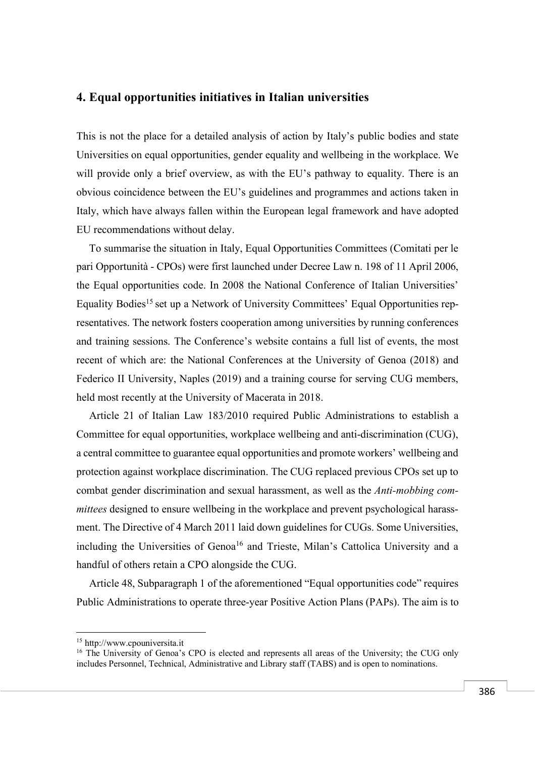## 4. Equal opportunities initiatives in Italian universities

This is not the place for a detailed analysis of action by Italy's public bodies and state Universities on equal opportunities, gender equality and wellbeing in the workplace. We will provide only a brief overview, as with the EU's pathway to equality. There is an obvious coincidence between the EU's guidelines and programmes and actions taken in Italy, which have always fallen within the European legal framework and have adopted EU recommendations without delay.

To summarise the situation in Italy, Equal Opportunities Committees (Comitati per le pari Opportunità - CPOs) were first launched under Decree Law n. 198 of 11 April 2006, the Equal opportunities code. In 2008 the National Conference of Italian Universities' Equality Bodies[15] set up a Network of University Committees' Equal Opportunities representatives. The network fosters cooperation among universities by running conferences and training sessions. The Conference's website contains a full list of events, the most recent of which are: the National Conferences at the University of Genoa (2018) and Federico II University, Naples (2019) and a training course for serving CUG members, held most recently at the University of Macerata in 2018.

Article 21 of Italian Law 183/2010 required Public Administrations to establish a Committee for equal opportunities, workplace wellbeing and anti-discrimination (CUG), a central committee to guarantee equal opportunities and promote workers' wellbeing and protection against workplace discrimination. The CUG replaced previous CPOs set up to combat gender discrimination and sexual harassment, as well as the *Anti-mobbing committees* designed to ensure wellbeing in the workplace and prevent psychological harassment. The Directive of 4 March 2011 laid down guidelines for CUGs. Some Universities, including the Universities of Genoa[16] and Trieste, Milan's Cattolica University and a handful of others retain a CPO alongside the CUG.

Article 48, Subparagraph 1 of the aforementioned "Equal opportunities code" requires Public Administrations to operate three-year Positive Action Plans (PAPs). The aim is to

---

[15] http://www.cpouniversita.it

[16] The University of Genoa's CPO is elected and represents all areas of the University; the CUG only includes Personnel, Technical, Administrative and Library staff (TABS) and is open to nominations.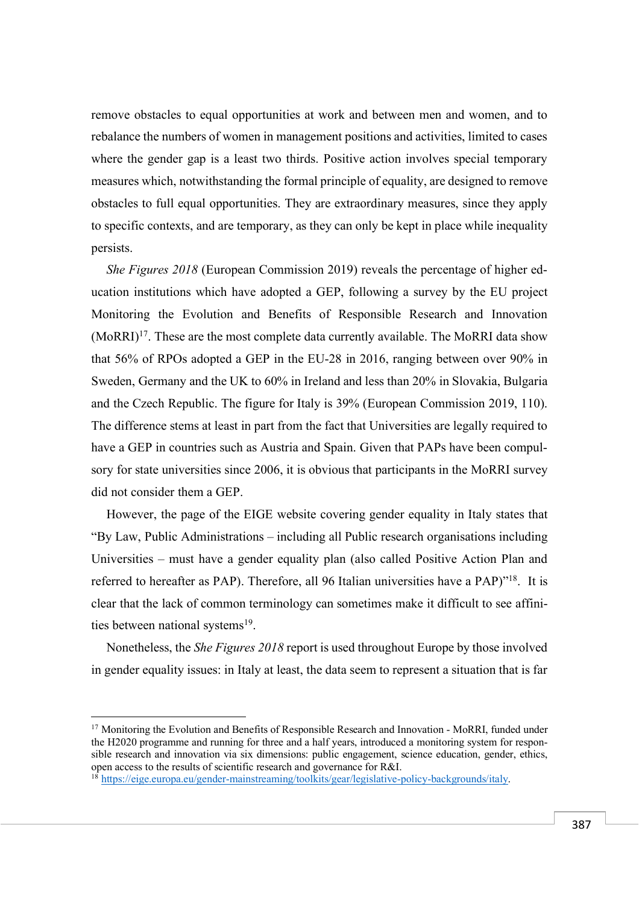remove obstacles to equal opportunities at work and between men and women, and to rebalance the numbers of women in management positions and activities, limited to cases where the gender gap is a least two thirds. Positive action involves special temporary measures which, notwithstanding the formal principle of equality, are designed to remove obstacles to full equal opportunities. They are extraordinary measures, since they apply to specific contexts, and are temporary, as they can only be kept in place while inequality persists.

*She Figures 2018* (European Commission 2019) reveals the percentage of higher education institutions which have adopted a GEP, following a survey by the EU project Monitoring the Evolution and Benefits of Responsible Research and Innovation (MoRRI)[17]. These are the most complete data currently available. The MoRRI data show that 56% of RPOs adopted a GEP in the EU-28 in 2016, ranging between over 90% in Sweden, Germany and the UK to 60% in Ireland and less than 20% in Slovakia, Bulgaria and the Czech Republic. The figure for Italy is 39% (European Commission 2019, 110). The difference stems at least in part from the fact that Universities are legally required to have a GEP in countries such as Austria and Spain. Given that PAPs have been compulsory for state universities since 2006, it is obvious that participants in the MoRRI survey did not consider them a GEP.

However, the page of the EIGE website covering gender equality in Italy states that "By Law, Public Administrations – including all Public research organisations including Universities – must have a gender equality plan (also called Positive Action Plan and referred to hereafter as PAP). Therefore, all 96 Italian universities have a PAP)"[18]. It is clear that the lack of common terminology can sometimes make it difficult to see affinities between national systems[19].

Nonetheless, the *She Figures 2018* report is used throughout Europe by those involved in gender equality issues: in Italy at least, the data seem to represent a situation that is far

---

[17] Monitoring the Evolution and Benefits of Responsible Research and Innovation - MoRRI, funded under the H2020 programme and running for three and a half years, introduced a monitoring system for responsible research and innovation via six dimensions: public engagement, science education, gender, ethics, open access to the results of scientific research and governance for R&I.

[18] https://eige.europa.eu/gender-mainstreaming/toolkits/gear/legislative-policy-backgrounds/italy.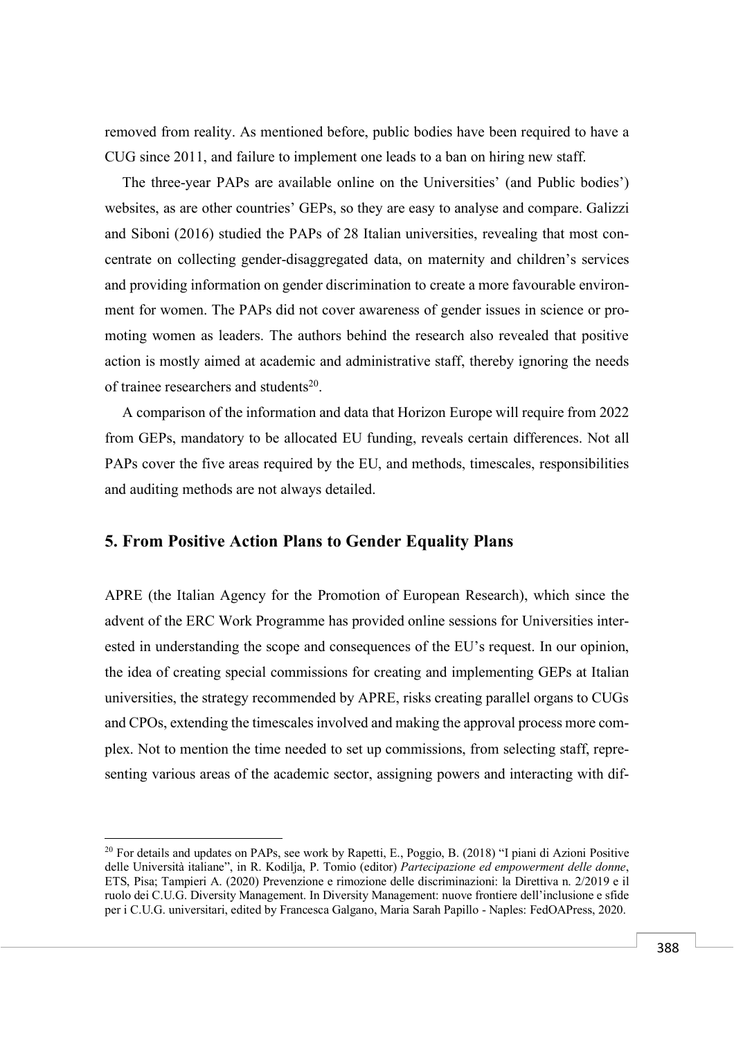removed from reality. As mentioned before, public bodies have been required to have a CUG since 2011, and failure to implement one leads to a ban on hiring new staff.

The three-year PAPs are available online on the Universities' (and Public bodies') websites, as are other countries' GEPs, so they are easy to analyse and compare. Galizzi and Siboni (2016) studied the PAPs of 28 Italian universities, revealing that most concentrate on collecting gender-disaggregated data, on maternity and children's services and providing information on gender discrimination to create a more favourable environment for women. The PAPs did not cover awareness of gender issues in science or promoting women as leaders. The authors behind the research also revealed that positive action is mostly aimed at academic and administrative staff, thereby ignoring the needs of trainee researchers and students[20].

A comparison of the information and data that Horizon Europe will require from 2022 from GEPs, mandatory to be allocated EU funding, reveals certain differences. Not all PAPs cover the five areas required by the EU, and methods, timescales, responsibilities and auditing methods are not always detailed.

## 5. From Positive Action Plans to Gender Equality Plans

APRE (the Italian Agency for the Promotion of European Research), which since the advent of the ERC Work Programme has provided online sessions for Universities interested in understanding the scope and consequences of the EU's request. In our opinion, the idea of creating special commissions for creating and implementing GEPs at Italian universities, the strategy recommended by APRE, risks creating parallel organs to CUGs and CPOs, extending the timescales involved and making the approval process more complex. Not to mention the time needed to set up commissions, from selecting staff, representing various areas of the academic sector, assigning powers and interacting with dif-

[20] For details and updates on PAPs, see work by Rapetti, E., Poggio, B. (2018) "I piani di Azioni Positive delle Università italiane", in R. Kodilja, P. Tomio (editor) *Partecipazione ed empowerment delle donne*, ETS, Pisa; Tampieri A. (2020) Prevenzione e rimozione delle discriminazioni: la Direttiva n. 2/2019 e il ruolo dei C.U.G. Diversity Management. In Diversity Management: nuove frontiere dell'inclusione e sfide per i C.U.G. universitari, edited by Francesca Galgano, Maria Sarah Papillo - Naples: FedOAPress, 2020.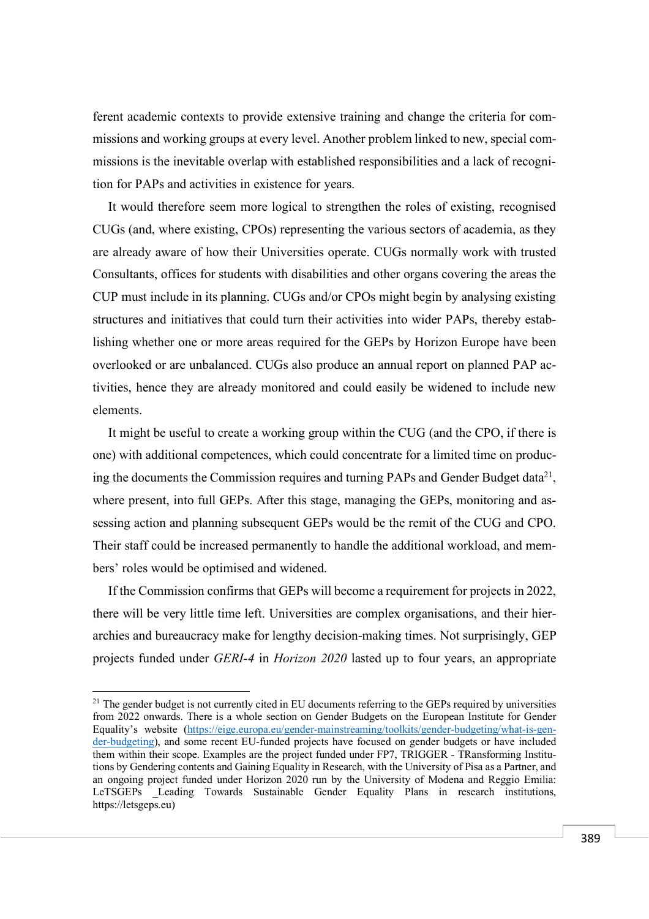ferent academic contexts to provide extensive training and change the criteria for commissions and working groups at every level. Another problem linked to new, special commissions is the inevitable overlap with established responsibilities and a lack of recognition for PAPs and activities in existence for years.

It would therefore seem more logical to strengthen the roles of existing, recognised CUGs (and, where existing, CPOs) representing the various sectors of academia, as they are already aware of how their Universities operate. CUGs normally work with trusted Consultants, offices for students with disabilities and other organs covering the areas the CUP must include in its planning. CUGs and/or CPOs might begin by analysing existing structures and initiatives that could turn their activities into wider PAPs, thereby establishing whether one or more areas required for the GEPs by Horizon Europe have been overlooked or are unbalanced. CUGs also produce an annual report on planned PAP activities, hence they are already monitored and could easily be widened to include new elements.

It might be useful to create a working group within the CUG (and the CPO, if there is one) with additional competences, which could concentrate for a limited time on producing the documents the Commission requires and turning PAPs and Gender Budget data[21], where present, into full GEPs. After this stage, managing the GEPs, monitoring and assessing action and planning subsequent GEPs would be the remit of the CUG and CPO. Their staff could be increased permanently to handle the additional workload, and members' roles would be optimised and widened.

If the Commission confirms that GEPs will become a requirement for projects in 2022, there will be very little time left. Universities are complex organisations, and their hierarchies and bureaucracy make for lengthy decision-making times. Not surprisingly, GEP projects funded under *GERI-4* in *Horizon 2020* lasted up to four years, an appropriate

---

[21] The gender budget is not currently cited in EU documents referring to the GEPs required by universities from 2022 onwards. There is a whole section on Gender Budgets on the European Institute for Gender Equality's website (https://eige.europa.eu/gender-mainstreaming/toolkits/gender-budgeting/what-is-gender-budgeting), and some recent EU-funded projects have focused on gender budgets or have included them within their scope. Examples are the project funded under FP7, TRIGGER - TRansforming Institutions by Gendering contents and Gaining Equality in Research, with the University of Pisa as a Partner, and an ongoing project funded under Horizon 2020 run by the University of Modena and Reggio Emilia: LeTSGEPs _Leading Towards Sustainable Gender Equality Plans in research institutions, https://letsgeps.eu)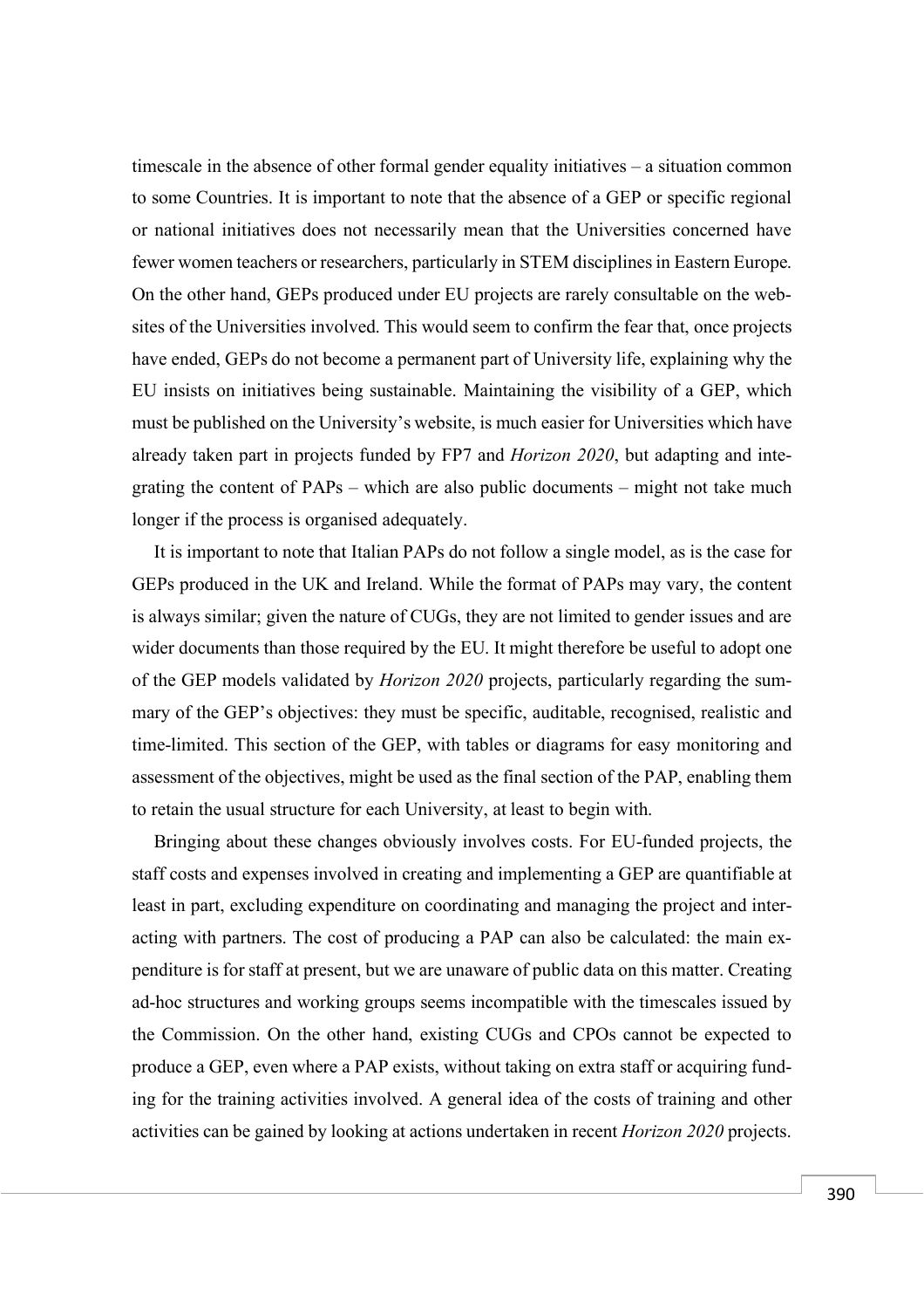timescale in the absence of other formal gender equality initiatives – a situation common to some Countries. It is important to note that the absence of a GEP or specific regional or national initiatives does not necessarily mean that the Universities concerned have fewer women teachers or researchers, particularly in STEM disciplines in Eastern Europe. On the other hand, GEPs produced under EU projects are rarely consultable on the websites of the Universities involved. This would seem to confirm the fear that, once projects have ended, GEPs do not become a permanent part of University life, explaining why the EU insists on initiatives being sustainable. Maintaining the visibility of a GEP, which must be published on the University's website, is much easier for Universities which have already taken part in projects funded by FP7 and *Horizon 2020*, but adapting and integrating the content of PAPs – which are also public documents – might not take much longer if the process is organised adequately.

It is important to note that Italian PAPs do not follow a single model, as is the case for GEPs produced in the UK and Ireland. While the format of PAPs may vary, the content is always similar; given the nature of CUGs, they are not limited to gender issues and are wider documents than those required by the EU. It might therefore be useful to adopt one of the GEP models validated by *Horizon 2020* projects, particularly regarding the summary of the GEP's objectives: they must be specific, auditable, recognised, realistic and time-limited. This section of the GEP, with tables or diagrams for easy monitoring and assessment of the objectives, might be used as the final section of the PAP, enabling them to retain the usual structure for each University, at least to begin with.

Bringing about these changes obviously involves costs. For EU-funded projects, the staff costs and expenses involved in creating and implementing a GEP are quantifiable at least in part, excluding expenditure on coordinating and managing the project and interacting with partners. The cost of producing a PAP can also be calculated: the main expenditure is for staff at present, but we are unaware of public data on this matter. Creating ad-hoc structures and working groups seems incompatible with the timescales issued by the Commission. On the other hand, existing CUGs and CPOs cannot be expected to produce a GEP, even where a PAP exists, without taking on extra staff or acquiring funding for the training activities involved. A general idea of the costs of training and other activities can be gained by looking at actions undertaken in recent *Horizon 2020* projects.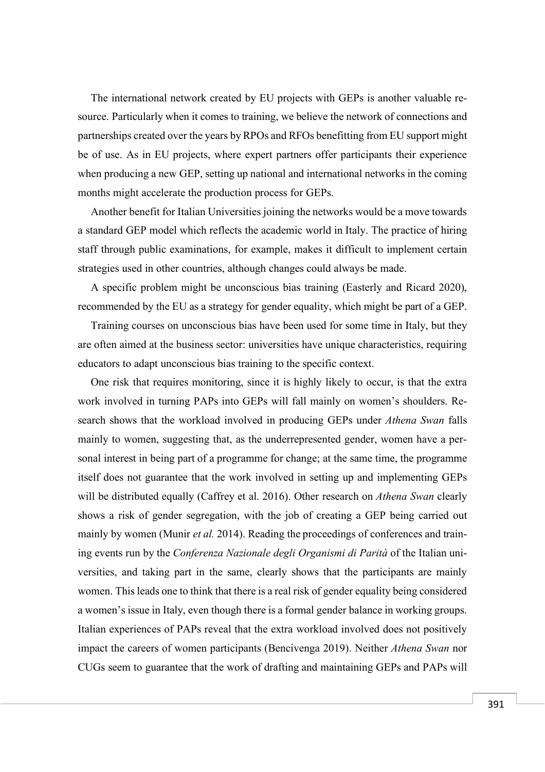The international network created by EU projects with GEPs is another valuable resource. Particularly when it comes to training, we believe the network of connections and partnerships created over the years by RPOs and RFOs benefitting from EU support might be of use. As in EU projects, where expert partners offer participants their experience when producing a new GEP, setting up national and international networks in the coming months might accelerate the production process for GEPs.

Another benefit for Italian Universities joining the networks would be a move towards a standard GEP model which reflects the academic world in Italy. The practice of hiring staff through public examinations, for example, makes it difficult to implement certain strategies used in other countries, although changes could always be made.

A specific problem might be unconscious bias training (Easterly and Ricard 2020), recommended by the EU as a strategy for gender equality, which might be part of a GEP.

Training courses on unconscious bias have been used for some time in Italy, but they are often aimed at the business sector: universities have unique characteristics, requiring educators to adapt unconscious bias training to the specific context.

One risk that requires monitoring, since it is highly likely to occur, is that the extra work involved in turning PAPs into GEPs will fall mainly on women's shoulders. Research shows that the workload involved in producing GEPs under *Athena Swan* falls mainly to women, suggesting that, as the underrepresented gender, women have a personal interest in being part of a programme for change; at the same time, the programme itself does not guarantee that the work involved in setting up and implementing GEPs will be distributed equally (Caffrey et al. 2016). Other research on *Athena Swan* clearly shows a risk of gender segregation, with the job of creating a GEP being carried out mainly by women (Munir *et al.* 2014). Reading the proceedings of conferences and training events run by the *Conferenza Nazionale degli Organismi di Parità* of the Italian universities, and taking part in the same, clearly shows that the participants are mainly women. This leads one to think that there is a real risk of gender equality being considered a women's issue in Italy, even though there is a formal gender balance in working groups. Italian experiences of PAPs reveal that the extra workload involved does not positively impact the careers of women participants (Bencivenga 2019). Neither *Athena Swan* nor CUGs seem to guarantee that the work of drafting and maintaining GEPs and PAPs will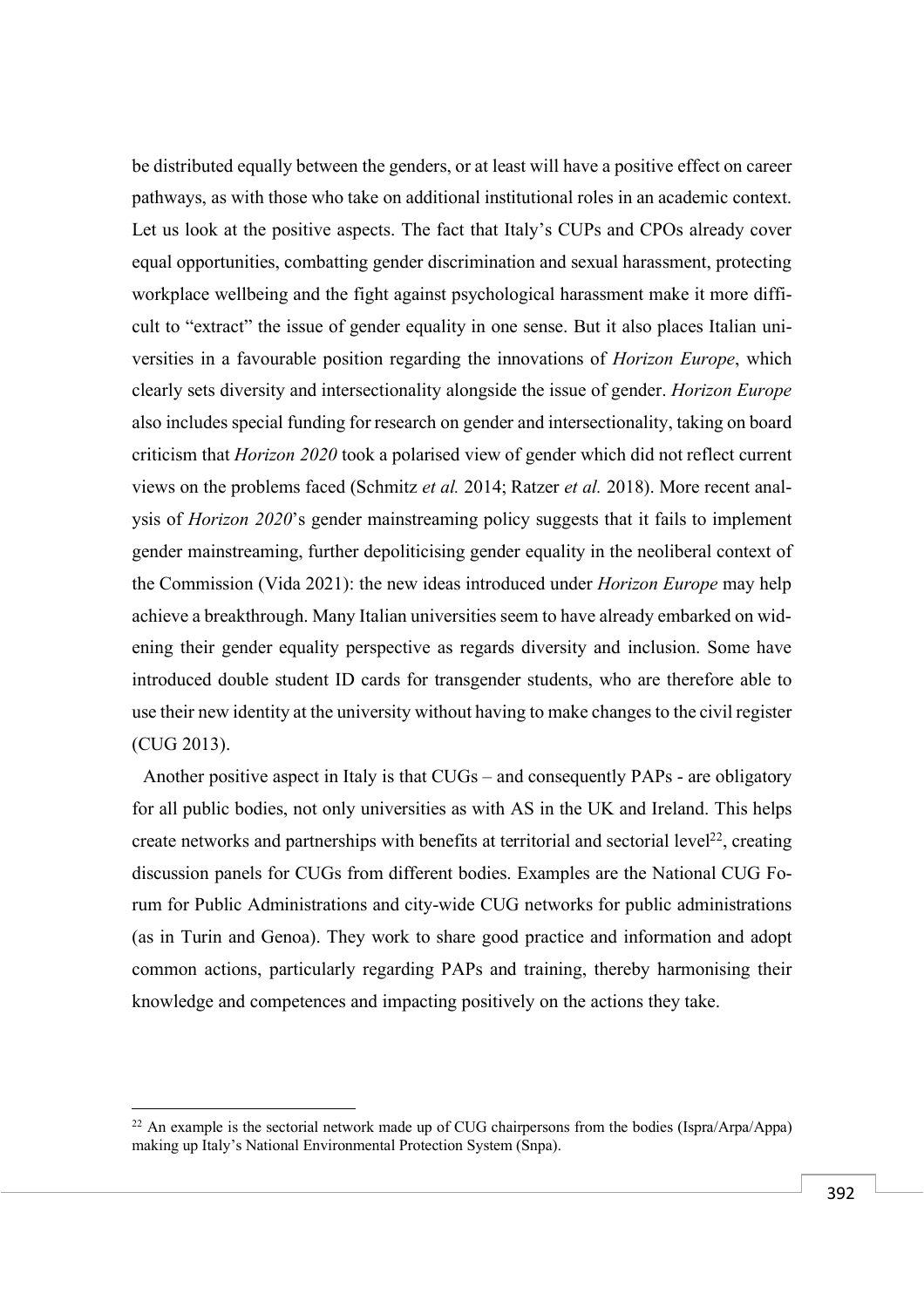be distributed equally between the genders, or at least will have a positive effect on career pathways, as with those who take on additional institutional roles in an academic context. Let us look at the positive aspects. The fact that Italy's CUPs and CPOs already cover equal opportunities, combatting gender discrimination and sexual harassment, protecting workplace wellbeing and the fight against psychological harassment make it more difficult to "extract" the issue of gender equality in one sense. But it also places Italian universities in a favourable position regarding the innovations of *Horizon Europe*, which clearly sets diversity and intersectionality alongside the issue of gender. *Horizon Europe* also includes special funding for research on gender and intersectionality, taking on board criticism that *Horizon 2020* took a polarised view of gender which did not reflect current views on the problems faced (Schmitz *et al.* 2014; Ratzer *et al.* 2018). More recent analysis of *Horizon 2020*'s gender mainstreaming policy suggests that it fails to implement gender mainstreaming, further depoliticising gender equality in the neoliberal context of the Commission (Vida 2021): the new ideas introduced under *Horizon Europe* may help achieve a breakthrough. Many Italian universities seem to have already embarked on widening their gender equality perspective as regards diversity and inclusion. Some have introduced double student ID cards for transgender students, who are therefore able to use their new identity at the university without having to make changes to the civil register (CUG 2013).

Another positive aspect in Italy is that CUGs – and consequently PAPs - are obligatory for all public bodies, not only universities as with AS in the UK and Ireland. This helps create networks and partnerships with benefits at territorial and sectorial level[22], creating discussion panels for CUGs from different bodies. Examples are the National CUG Forum for Public Administrations and city-wide CUG networks for public administrations (as in Turin and Genoa). They work to share good practice and information and adopt common actions, particularly regarding PAPs and training, thereby harmonising their knowledge and competences and impacting positively on the actions they take.

[22] An example is the sectorial network made up of CUG chairpersons from the bodies (Ispra/Arpa/Appa) making up Italy's National Environmental Protection System (Snpa).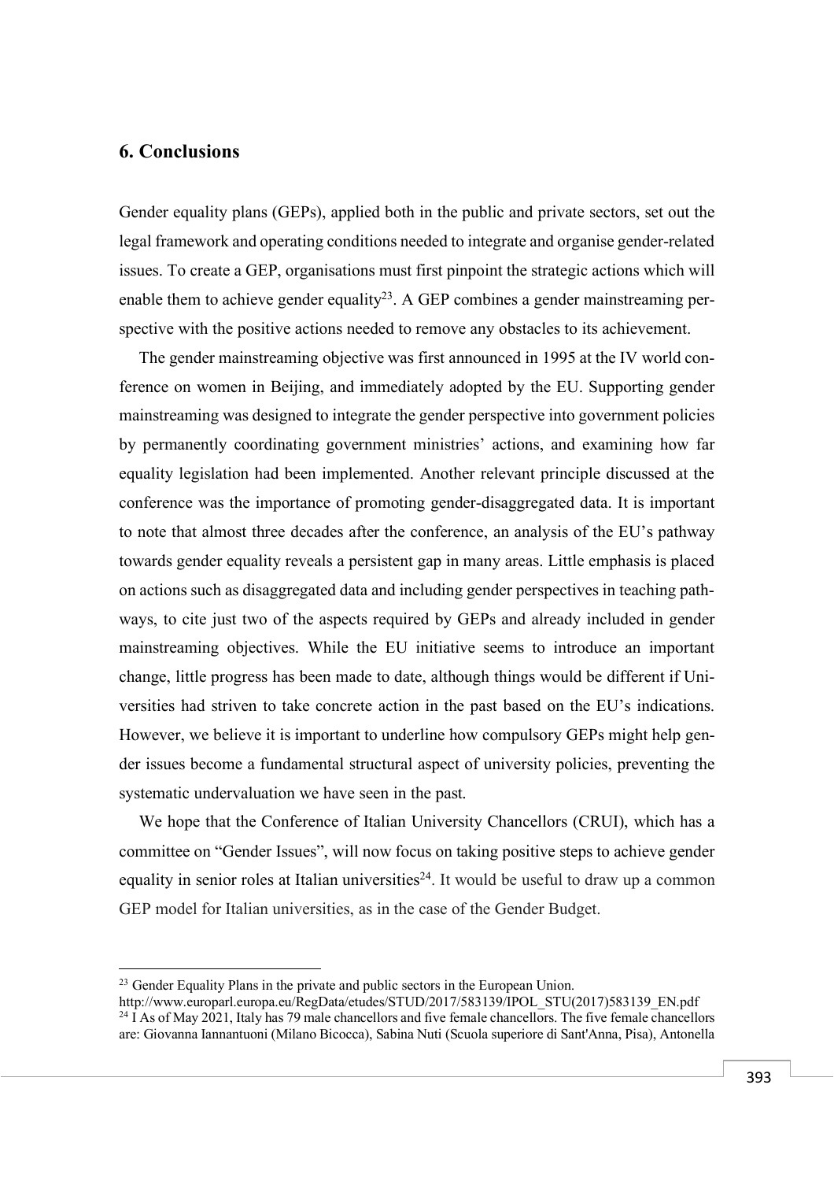## 6. Conclusions

Gender equality plans (GEPs), applied both in the public and private sectors, set out the legal framework and operating conditions needed to integrate and organise gender-related issues. To create a GEP, organisations must first pinpoint the strategic actions which will enable them to achieve gender equality[23]. A GEP combines a gender mainstreaming perspective with the positive actions needed to remove any obstacles to its achievement.

The gender mainstreaming objective was first announced in 1995 at the IV world conference on women in Beijing, and immediately adopted by the EU. Supporting gender mainstreaming was designed to integrate the gender perspective into government policies by permanently coordinating government ministries' actions, and examining how far equality legislation had been implemented. Another relevant principle discussed at the conference was the importance of promoting gender-disaggregated data. It is important to note that almost three decades after the conference, an analysis of the EU's pathway towards gender equality reveals a persistent gap in many areas. Little emphasis is placed on actions such as disaggregated data and including gender perspectives in teaching pathways, to cite just two of the aspects required by GEPs and already included in gender mainstreaming objectives. While the EU initiative seems to introduce an important change, little progress has been made to date, although things would be different if Universities had striven to take concrete action in the past based on the EU's indications. However, we believe it is important to underline how compulsory GEPs might help gender issues become a fundamental structural aspect of university policies, preventing the systematic undervaluation we have seen in the past.

We hope that the Conference of Italian University Chancellors (CRUI), which has a committee on "Gender Issues", will now focus on taking positive steps to achieve gender equality in senior roles at Italian universities[24]. It would be useful to draw up a common GEP model for Italian universities, as in the case of the Gender Budget.

---

[23] Gender Equality Plans in the private and public sectors in the European Union. http://www.europarl.europa.eu/RegData/etudes/STUD/2017/583139/IPOL_STU(2017)583139_EN.pdf

[24] I As of May 2021, Italy has 79 male chancellors and five female chancellors. The five female chancellors are: Giovanna Iannantuoni (Milano Bicocca), Sabina Nuti (Scuola superiore di Sant'Anna, Pisa), Antonella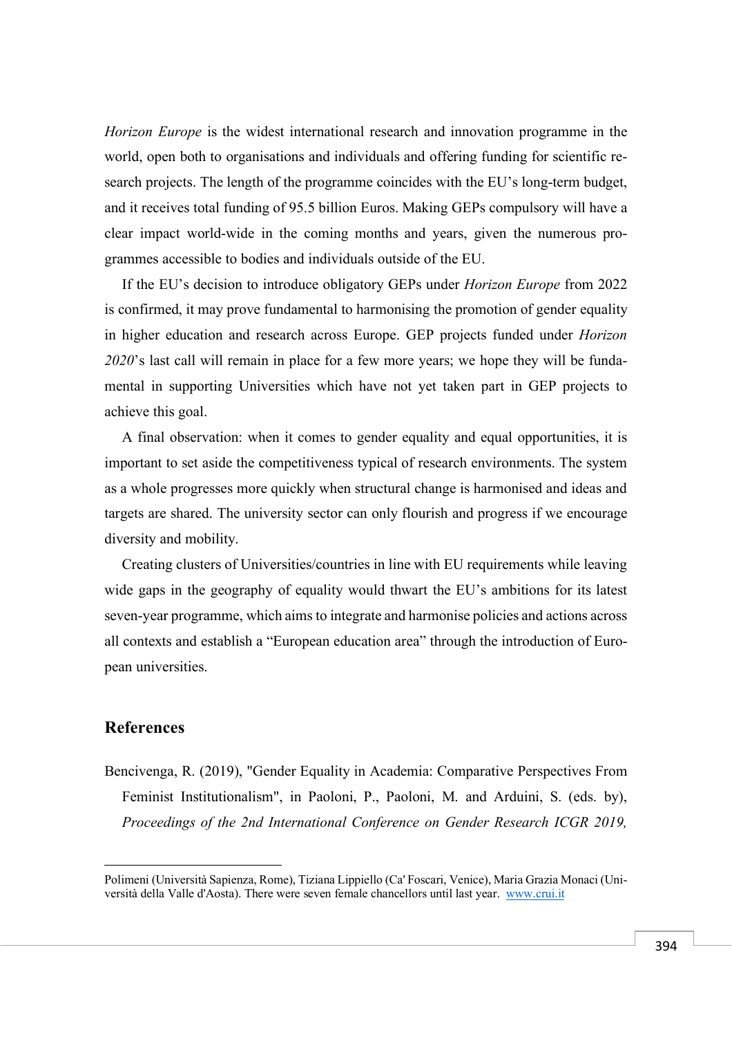*Horizon Europe* is the widest international research and innovation programme in the world, open both to organisations and individuals and offering funding for scientific research projects. The length of the programme coincides with the EU's long-term budget, and it receives total funding of 95.5 billion Euros. Making GEPs compulsory will have a clear impact world-wide in the coming months and years, given the numerous programmes accessible to bodies and individuals outside of the EU.

If the EU's decision to introduce obligatory GEPs under *Horizon Europe* from 2022 is confirmed, it may prove fundamental to harmonising the promotion of gender equality in higher education and research across Europe. GEP projects funded under *Horizon 2020*'s last call will remain in place for a few more years; we hope they will be fundamental in supporting Universities which have not yet taken part in GEP projects to achieve this goal.

A final observation: when it comes to gender equality and equal opportunities, it is important to set aside the competitiveness typical of research environments. The system as a whole progresses more quickly when structural change is harmonised and ideas and targets are shared. The university sector can only flourish and progress if we encourage diversity and mobility.

Creating clusters of Universities/countries in line with EU requirements while leaving wide gaps in the geography of equality would thwart the EU's ambitions for its latest seven-year programme, which aims to integrate and harmonise policies and actions across all contexts and establish a "European education area" through the introduction of European universities.

## References

Bencivenga, R. (2019), "Gender Equality in Academia: Comparative Perspectives From Feminist Institutionalism", in Paoloni, P., Paoloni, M. and Arduini, S. (eds. by), *Proceedings of the 2nd International Conference on Gender Research ICGR 2019,*

---

Polimeni (Università Sapienza, Rome), Tiziana Lippiello (Ca' Foscari, Venice), Maria Grazia Monaci (Università della Valle d'Aosta). There were seven female chancellors until last year. www.crui.it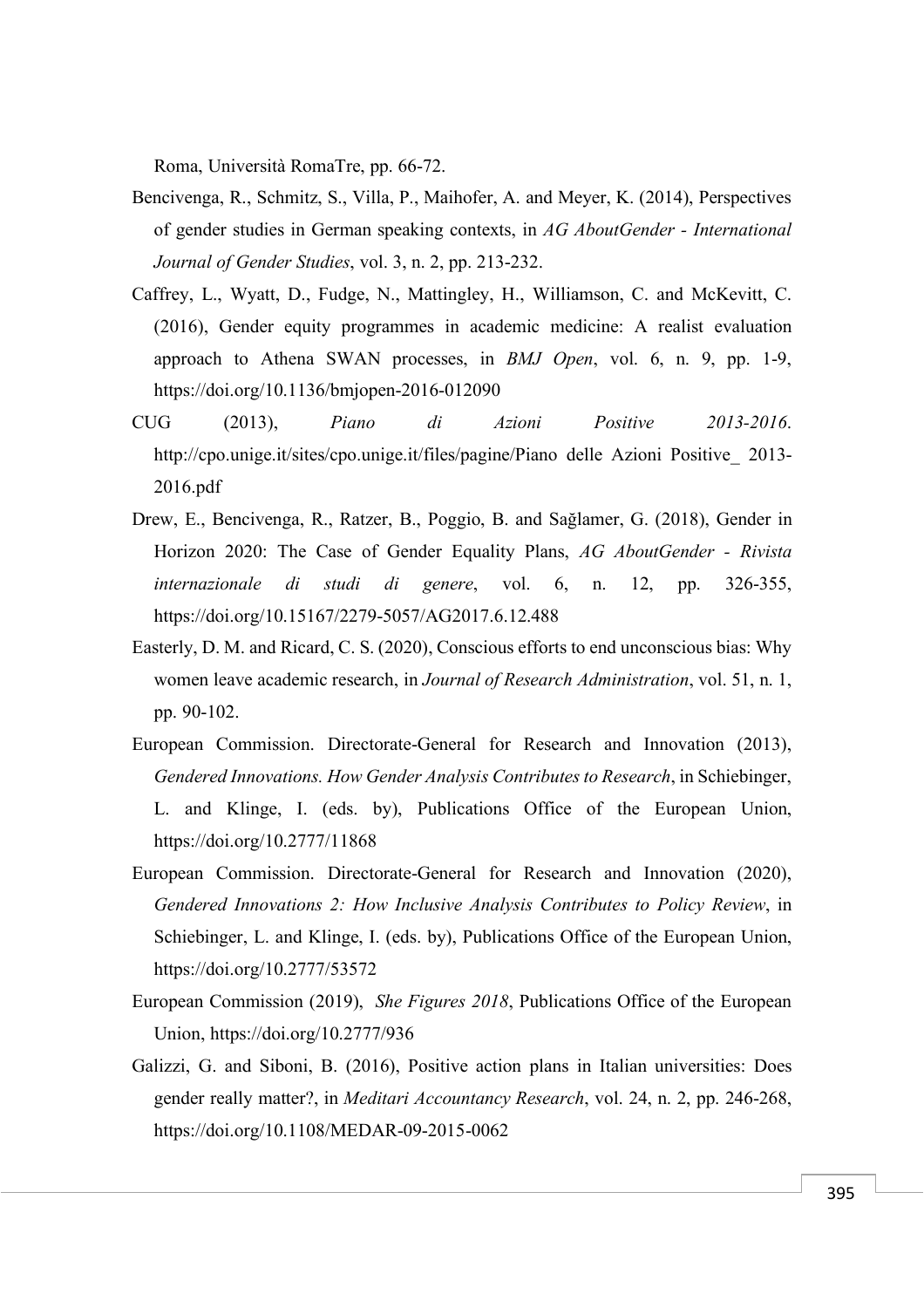Roma, Università RomaTre, pp. 66-72.

Bencivenga, R., Schmitz, S., Villa, P., Maihofer, A. and Meyer, K. (2014), Perspectives of gender studies in German speaking contexts, in *AG AboutGender - International Journal of Gender Studies*, vol. 3, n. 2, pp. 213-232.

Caffrey, L., Wyatt, D., Fudge, N., Mattingley, H., Williamson, C. and McKevitt, C. (2016), Gender equity programmes in academic medicine: A realist evaluation approach to Athena SWAN processes, in *BMJ Open*, vol. 6, n. 9, pp. 1-9, https://doi.org/10.1136/bmjopen-2016-012090

CUG (2013), *Piano di Azioni Positive 2013-2016*. http://cpo.unige.it/sites/cpo.unige.it/files/pagine/Piano delle Azioni Positive_ 2013-2016.pdf

Drew, E., Bencivenga, R., Ratzer, B., Poggio, B. and Sağlamer, G. (2018), Gender in Horizon 2020: The Case of Gender Equality Plans, *AG AboutGender - Rivista internazionale di studi di genere*, vol. 6, n. 12, pp. 326-355, https://doi.org/10.15167/2279-5057/AG2017.6.12.488

Easterly, D. M. and Ricard, C. S. (2020), Conscious efforts to end unconscious bias: Why women leave academic research, in *Journal of Research Administration*, vol. 51, n. 1, pp. 90-102.

European Commission. Directorate-General for Research and Innovation (2013), *Gendered Innovations. How Gender Analysis Contributes to Research*, in Schiebinger, L. and Klinge, I. (eds. by), Publications Office of the European Union, https://doi.org/10.2777/11868

European Commission. Directorate-General for Research and Innovation (2020), *Gendered Innovations 2: How Inclusive Analysis Contributes to Policy Review*, in Schiebinger, L. and Klinge, I. (eds. by), Publications Office of the European Union, https://doi.org/10.2777/53572

European Commission (2019), *She Figures 2018*, Publications Office of the European Union, https://doi.org/10.2777/936

Galizzi, G. and Siboni, B. (2016), Positive action plans in Italian universities: Does gender really matter?, in *Meditari Accountancy Research*, vol. 24, n. 2, pp. 246-268, https://doi.org/10.1108/MEDAR-09-2015-0062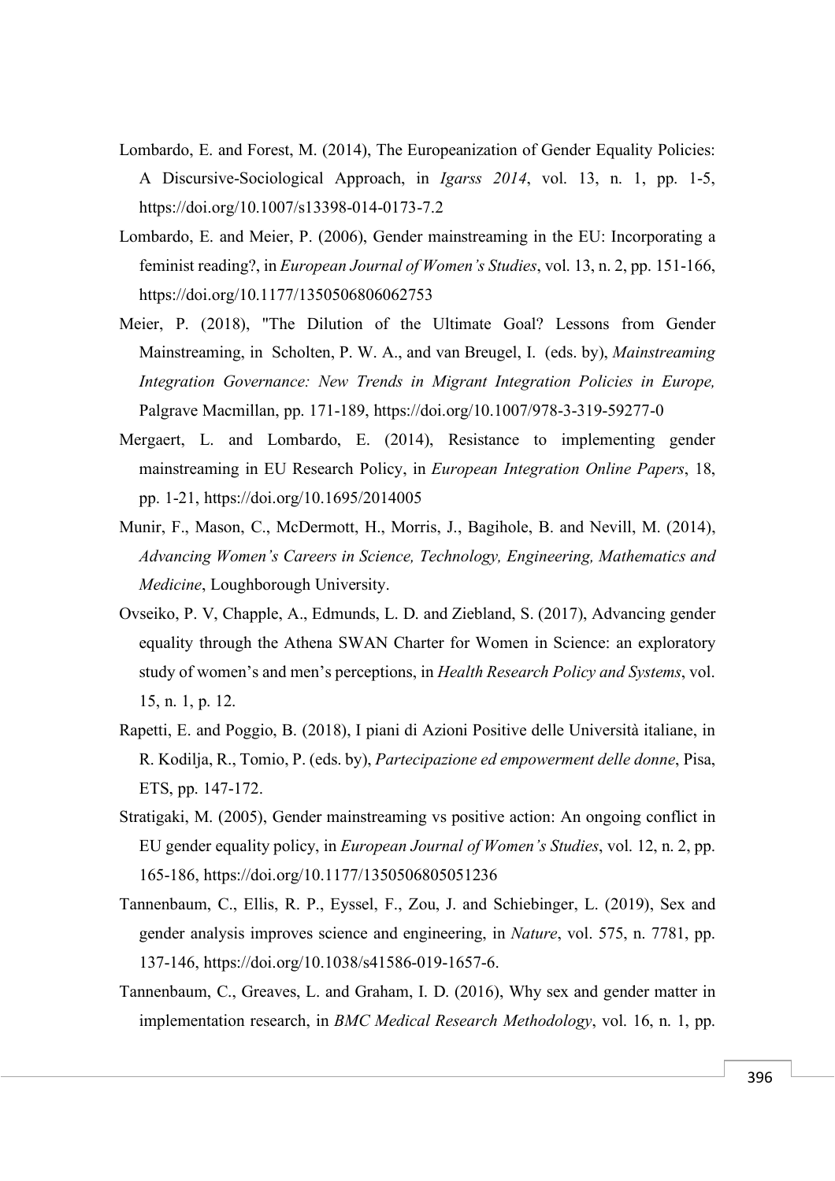Lombardo, E. and Forest, M. (2014), The Europeanization of Gender Equality Policies: A Discursive-Sociological Approach, in *Igarss 2014*, vol. 13, n. 1, pp. 1-5, https://doi.org/10.1007/s13398-014-0173-7.2

Lombardo, E. and Meier, P. (2006), Gender mainstreaming in the EU: Incorporating a feminist reading?, in *European Journal of Women's Studies*, vol. 13, n. 2, pp. 151-166, https://doi.org/10.1177/1350506806062753

Meier, P. (2018), "The Dilution of the Ultimate Goal? Lessons from Gender Mainstreaming, in Scholten, P. W. A., and van Breugel, I. (eds. by), *Mainstreaming Integration Governance: New Trends in Migrant Integration Policies in Europe,* Palgrave Macmillan, pp. 171-189, https://doi.org/10.1007/978-3-319-59277-0

Mergaert, L. and Lombardo, E. (2014), Resistance to implementing gender mainstreaming in EU Research Policy, in *European Integration Online Papers*, 18, pp. 1-21, https://doi.org/10.1695/2014005

Munir, F., Mason, C., McDermott, H., Morris, J., Bagihole, B. and Nevill, M. (2014), *Advancing Women's Careers in Science, Technology, Engineering, Mathematics and Medicine*, Loughborough University.

Ovseiko, P. V, Chapple, A., Edmunds, L. D. and Ziebland, S. (2017), Advancing gender equality through the Athena SWAN Charter for Women in Science: an exploratory study of women's and men's perceptions, in *Health Research Policy and Systems*, vol. 15, n. 1, p. 12.

Rapetti, E. and Poggio, B. (2018), I piani di Azioni Positive delle Università italiane, in R. Kodilja, R., Tomio, P. (eds. by), *Partecipazione ed empowerment delle donne*, Pisa, ETS, pp. 147-172.

Stratigaki, M. (2005), Gender mainstreaming vs positive action: An ongoing conflict in EU gender equality policy, in *European Journal of Women's Studies*, vol. 12, n. 2, pp. 165-186, https://doi.org/10.1177/1350506805051236

Tannenbaum, C., Ellis, R. P., Eyssel, F., Zou, J. and Schiebinger, L. (2019), Sex and gender analysis improves science and engineering, in *Nature*, vol. 575, n. 7781, pp. 137-146, https://doi.org/10.1038/s41586-019-1657-6.

Tannenbaum, C., Greaves, L. and Graham, I. D. (2016), Why sex and gender matter in implementation research, in *BMC Medical Research Methodology*, vol. 16, n. 1, pp.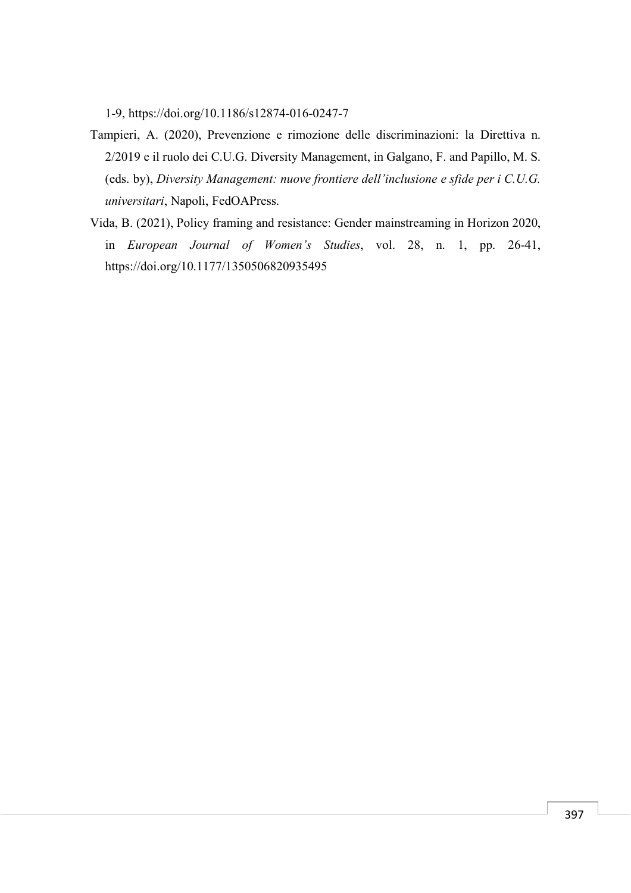1-9, https://doi.org/10.1186/s12874-016-0247-7

Tampieri, A. (2020), Prevenzione e rimozione delle discriminazioni: la Direttiva n. 2/2019 e il ruolo dei C.U.G. Diversity Management, in Galgano, F. and Papillo, M. S. (eds. by), *Diversity Management: nuove frontiere dell'inclusione e sfide per i C.U.G. universitari*, Napoli, FedOAPress.

Vida, B. (2021), Policy framing and resistance: Gender mainstreaming in Horizon 2020, in *European Journal of Women's Studies*, vol. 28, n. 1, pp. 26-41, https://doi.org/10.1177/1350506820935495